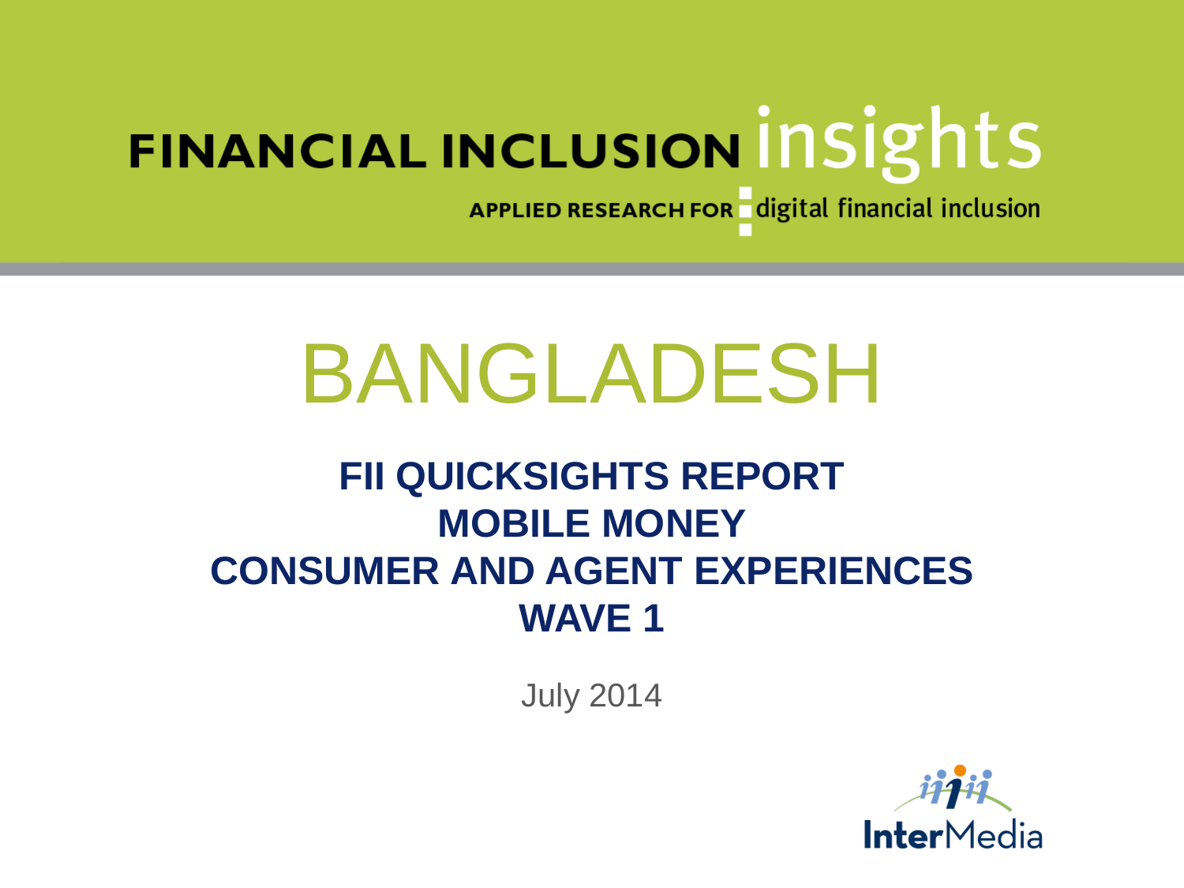FINANCIAL INCLUSION insights

APPLIED RESEARCH FOR digital financial inclusion

# BANGLADESH

## FII QUICKSIGHTS REPORT
## MOBILE MONEY
## CONSUMER AND AGENT EXPERIENCES
## WAVE 1

July 2014

InterMedia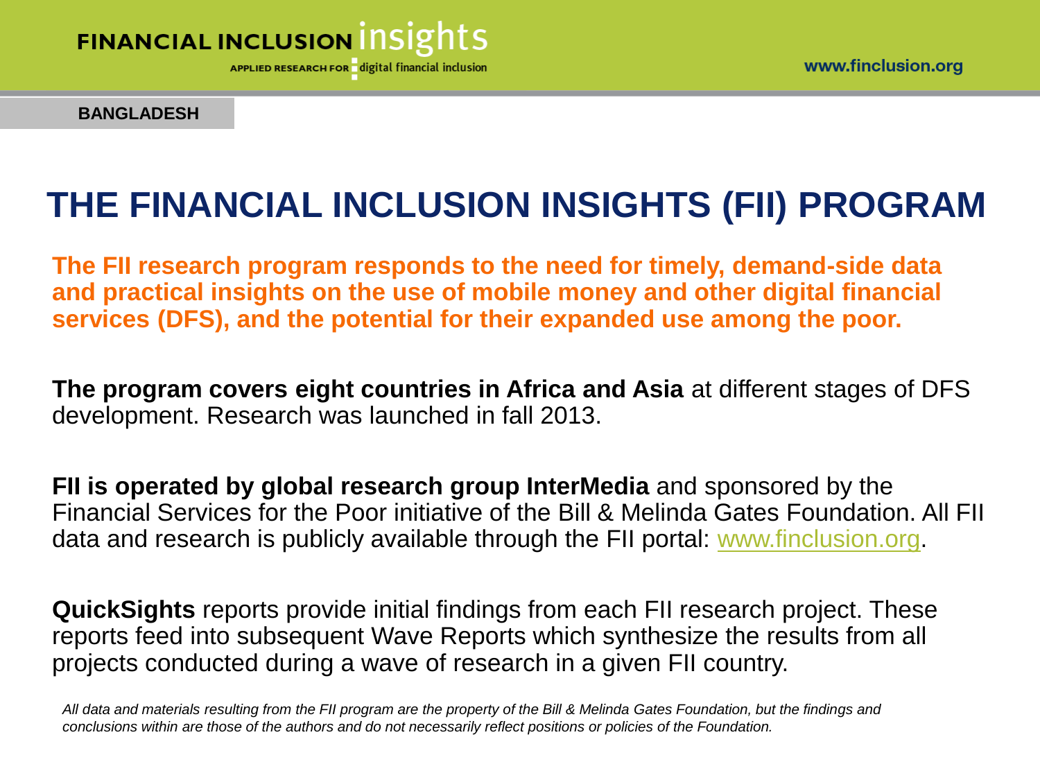BANGLADESH

# THE FINANCIAL INCLUSION INSIGHTS (FII) PROGRAM

**The FII research program responds to the need for timely, demand-side data and practical insights on the use of mobile money and other digital financial services (DFS), and the potential for their expanded use among the poor.**

**The program covers eight countries in Africa and Asia** at different stages of DFS development. Research was launched in fall 2013.

**FII is operated by global research group InterMedia** and sponsored by the Financial Services for the Poor initiative of the Bill & Melinda Gates Foundation. All FII data and research is publicly available through the FII portal: www.finclusion.org.

**QuickSights** reports provide initial findings from each FII research project. These reports feed into subsequent Wave Reports which synthesize the results from all projects conducted during a wave of research in a given FII country.

*All data and materials resulting from the FII program are the property of the Bill & Melinda Gates Foundation, but the findings and conclusions within are those of the authors and do not necessarily reflect positions or policies of the Foundation.*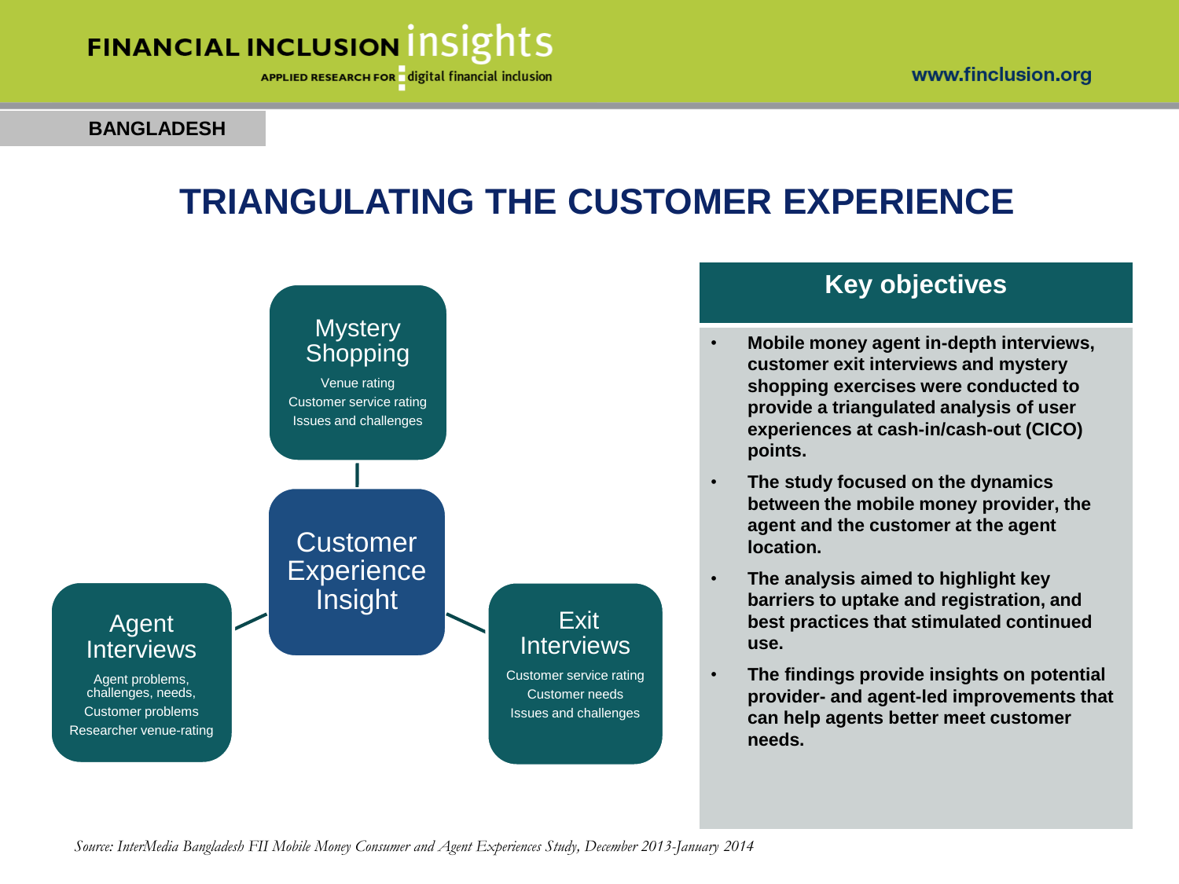BANGLADESH

# TRIANGULATING THE CUSTOMER EXPERIENCE

**Mystery Shopping**
- Venue rating
- Customer service rating
- Issues and challenges

**Customer Experience Insight**

**Agent Interviews**
- Agent problems, challenges, needs,
- Customer problems
- Researcher venue-rating

**Exit Interviews**
- Customer service rating
- Customer needs
- Issues and challenges

## Key objectives

- **Mobile money agent in-depth interviews, customer exit interviews and mystery shopping exercises were conducted to provide a triangulated analysis of user experiences at cash-in/cash-out (CICO) points.**
- **The study focused on the dynamics between the mobile money provider, the agent and the customer at the agent location.**
- **The analysis aimed to highlight key barriers to uptake and registration, and best practices that stimulated continued use.**
- **The findings provide insights on potential provider- and agent-led improvements that can help agents better meet customer needs.**

*Source: InterMedia Bangladesh FII Mobile Money Consumer and Agent Experiences Study, December 2013-January 2014*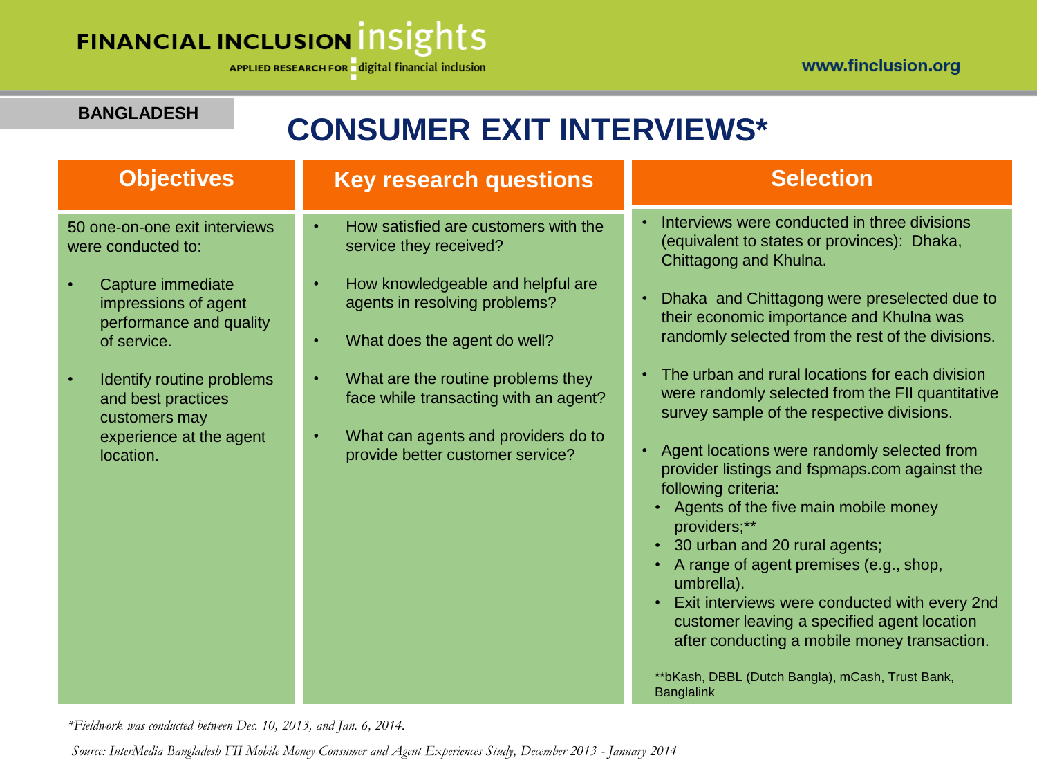BANGLADESH

# CONSUMER EXIT INTERVIEWS*

## Objectives

50 one-on-one exit interviews were conducted to:

- Capture immediate impressions of agent performance and quality of service.
- Identify routine problems and best practices customers may experience at the agent location.

## Key research questions

- How satisfied are customers with the service they received?
- How knowledgeable and helpful are agents in resolving problems?
- What does the agent do well?
- What are the routine problems they face while transacting with an agent?
- What can agents and providers do to provide better customer service?

## Selection

- Interviews were conducted in three divisions (equivalent to states or provinces): Dhaka, Chittagong and Khulna.
- Dhaka and Chittagong were preselected due to their economic importance and Khulna was randomly selected from the rest of the divisions.
- The urban and rural locations for each division were randomly selected from the FII quantitative survey sample of the respective divisions.
- Agent locations were randomly selected from provider listings and fspmaps.com against the following criteria:
  - Agents of the five main mobile money providers;**
  - 30 urban and 20 rural agents;
  - A range of agent premises (e.g., shop, umbrella).
  - Exit interviews were conducted with every 2nd customer leaving a specified agent location after conducting a mobile money transaction.

**bKash, DBBL (Dutch Bangla), mCash, Trust Bank, Banglalink

*\*Fieldwork was conducted between Dec. 10, 2013, and Jan. 6, 2014.*

*Source: InterMedia Bangladesh FII Mobile Money Consumer and Agent Experiences Study, December 2013 - January 2014*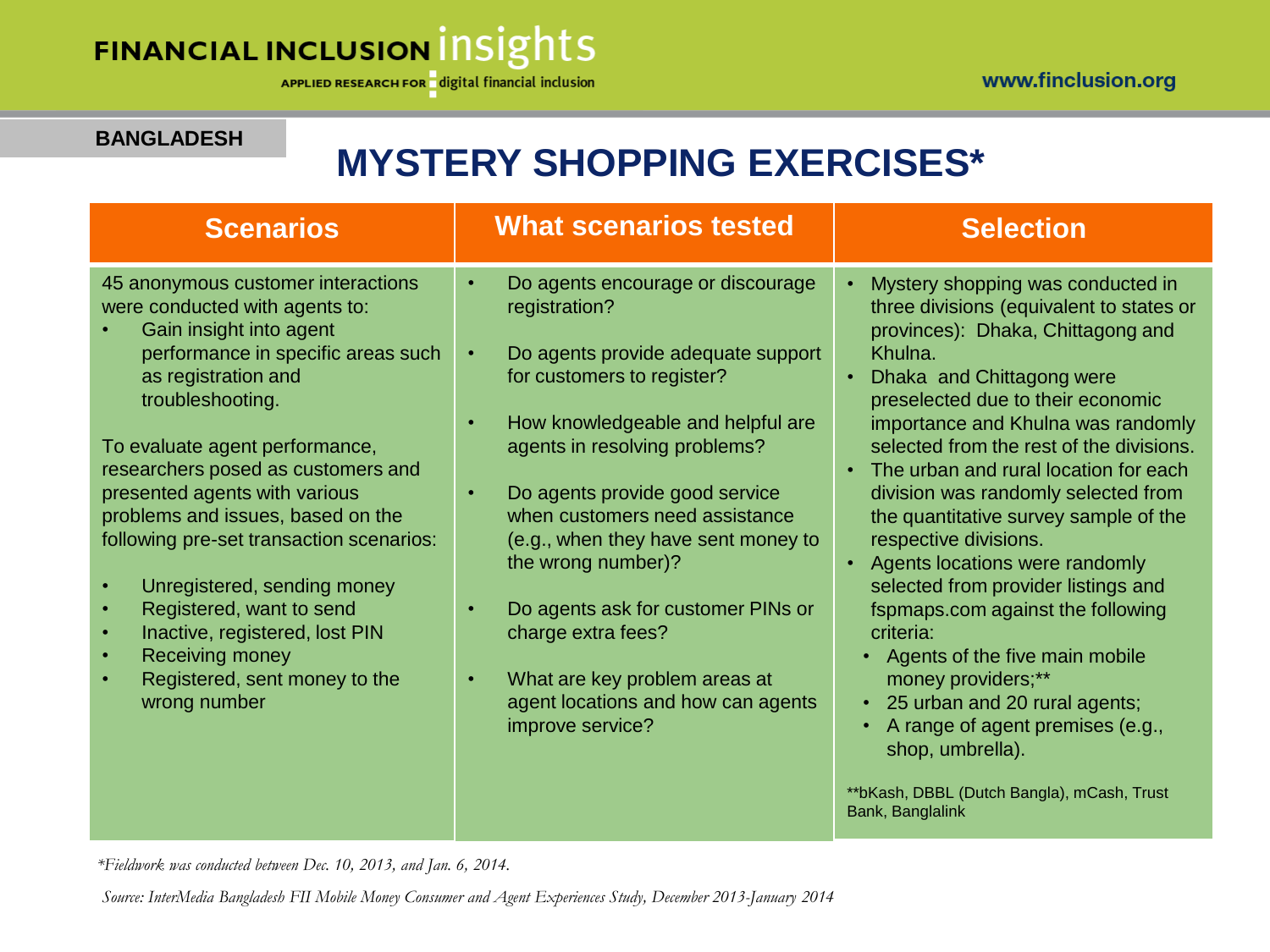BANGLADESH

# MYSTERY SHOPPING EXERCISES*

| Scenarios | What scenarios tested | Selection |
|---|---|---|
| 45 anonymous customer interactions were conducted with agents to:<br>• Gain insight into agent performance in specific areas such as registration and troubleshooting.<br><br>To evaluate agent performance, researchers posed as customers and presented agents with various problems and issues, based on the following pre-set transaction scenarios:<br><br>• Unregistered, sending money<br>• Registered, want to send<br>• Inactive, registered, lost PIN<br>• Receiving money<br>• Registered, sent money to the wrong number | • Do agents encourage or discourage registration?<br><br>• Do agents provide adequate support for customers to register?<br><br>• How knowledgeable and helpful are agents in resolving problems?<br><br>• Do agents provide good service when customers need assistance (e.g., when they have sent money to the wrong number)?<br><br>• Do agents ask for customer PINs or charge extra fees?<br><br>• What are key problem areas at agent locations and how can agents improve service? | • Mystery shopping was conducted in three divisions (equivalent to states or provinces): Dhaka, Chittagong and Khulna.<br>• Dhaka and Chittagong were preselected due to their economic importance and Khulna was randomly selected from the rest of the divisions.<br>• The urban and rural location for each division was randomly selected from the quantitative survey sample of the respective divisions.<br>• Agents locations were randomly selected from provider listings and fspmaps.com against the following criteria:<br>  • Agents of the five main mobile money providers;**<br>  • 25 urban and 20 rural agents;<br>  • A range of agent premises (e.g., shop, umbrella).<br><br>**bKash, DBBL (Dutch Bangla), mCash, Trust Bank, Banglalink |

*\*Fieldwork was conducted between Dec. 10, 2013, and Jan. 6, 2014.*

*Source: InterMedia Bangladesh FII Mobile Money Consumer and Agent Experiences Study, December 2013-January 2014*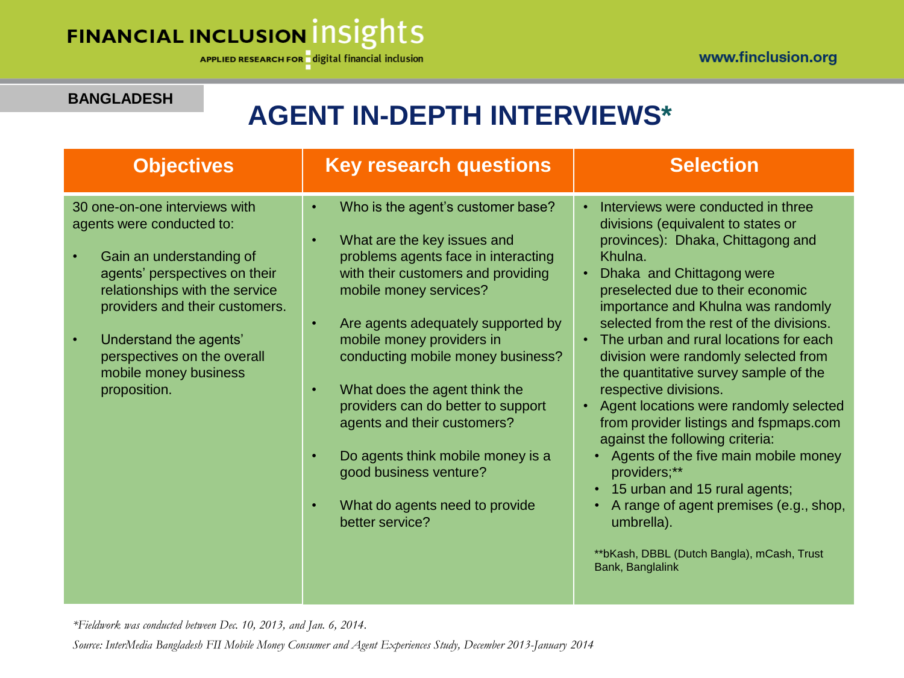BANGLADESH

# AGENT IN-DEPTH INTERVIEWS*

| Objectives | Key research questions | Selection |
|---|---|---|
| 30 one-on-one interviews with agents were conducted to:<br>• Gain an understanding of agents' perspectives on their relationships with the service providers and their customers.<br>• Understand the agents' perspectives on the overall mobile money business proposition. | • Who is the agent's customer base?<br>• What are the key issues and problems agents face in interacting with their customers and providing mobile money services?<br>• Are agents adequately supported by mobile money providers in conducting mobile money business?<br>• What does the agent think the providers can do better to support agents and their customers?<br>• Do agents think mobile money is a good business venture?<br>• What do agents need to provide better service? | • Interviews were conducted in three divisions (equivalent to states or provinces): Dhaka, Chittagong and Khulna.<br>• Dhaka and Chittagong were preselected due to their economic importance and Khulna was randomly selected from the rest of the divisions.<br>• The urban and rural locations for each division were randomly selected from the quantitative survey sample of the respective divisions.<br>• Agent locations were randomly selected from provider listings and fspmaps.com against the following criteria:<br>  • Agents of the five main mobile money providers;**<br>  • 15 urban and 15 rural agents;<br>  • A range of agent premises (e.g., shop, umbrella).<br><br>**bKash, DBBL (Dutch Bangla), mCash, Trust Bank, Banglalink |

*Fieldwork was conducted between Dec. 10, 2013, and Jan. 6, 2014.*

*Source: InterMedia Bangladesh FII Mobile Money Consumer and Agent Experiences Study, December 2013-January 2014*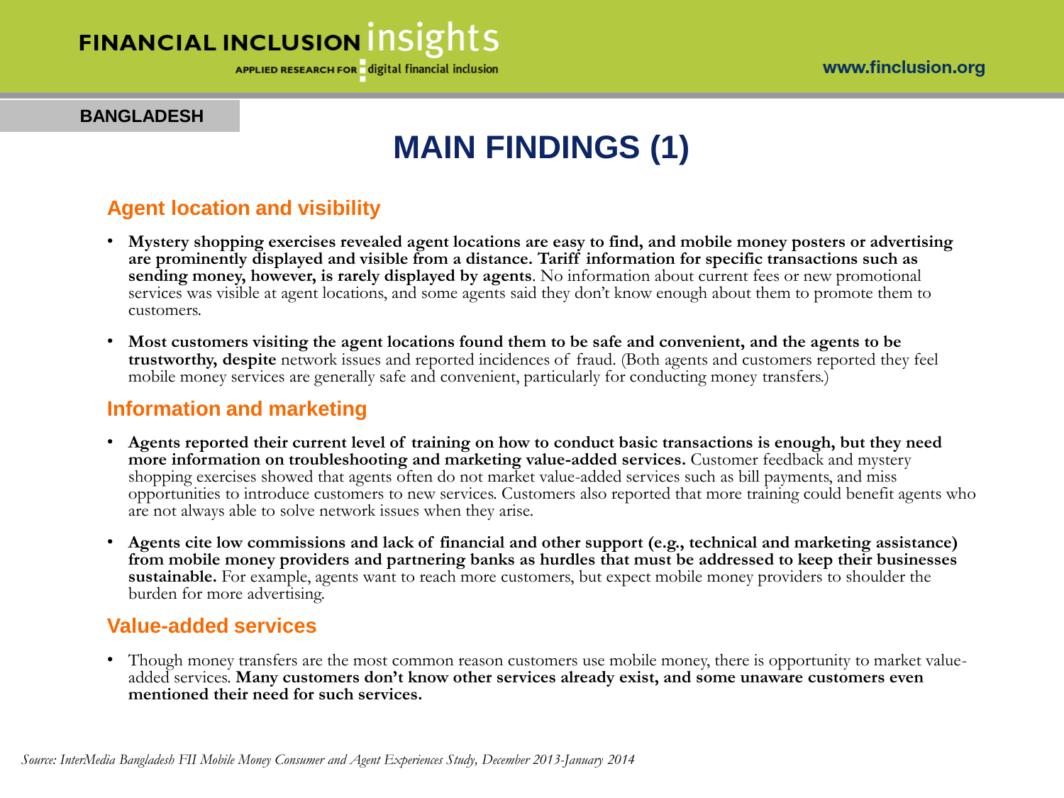BANGLADESH

# MAIN FINDINGS (1)

## Agent location and visibility

- **Mystery shopping exercises revealed agent locations are easy to find, and mobile money posters or advertising are prominently displayed and visible from a distance. Tariff information for specific transactions such as sending money, however, is rarely displayed by agents**. No information about current fees or new promotional services was visible at agent locations, and some agents said they don't know enough about them to promote them to customers.
- **Most customers visiting the agent locations found them to be safe and convenient, and the agents to be trustworthy, despite** network issues and reported incidences of fraud. (Both agents and customers reported they feel mobile money services are generally safe and convenient, particularly for conducting money transfers.)

## Information and marketing

- **Agents reported their current level of training on how to conduct basic transactions is enough, but they need more information on troubleshooting and marketing value-added services.** Customer feedback and mystery shopping exercises showed that agents often do not market value-added services such as bill payments, and miss opportunities to introduce customers to new services. Customers also reported that more training could benefit agents who are not always able to solve network issues when they arise.
- **Agents cite low commissions and lack of financial and other support (e.g., technical and marketing assistance) from mobile money providers and partnering banks as hurdles that must be addressed to keep their businesses sustainable.** For example, agents want to reach more customers, but expect mobile money providers to shoulder the burden for more advertising.

## Value-added services

- Though money transfers are the most common reason customers use mobile money, there is opportunity to market value-added services. **Many customers don't know other services already exist, and some unaware customers even mentioned their need for such services.**

*Source: InterMedia Bangladesh FII Mobile Money Consumer and Agent Experiences Study, December 2013-January 2014*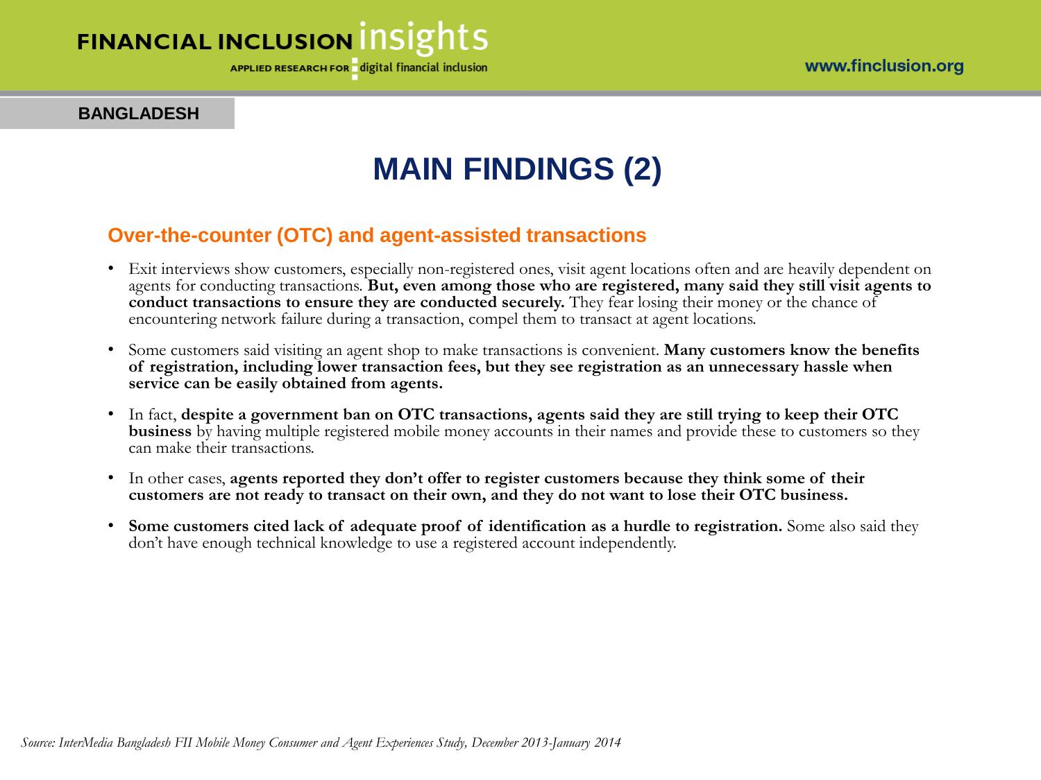**BANGLADESH**

# MAIN FINDINGS (2)

## Over-the-counter (OTC) and agent-assisted transactions

- Exit interviews show customers, especially non-registered ones, visit agent locations often and are heavily dependent on agents for conducting transactions. **But, even among those who are registered, many said they still visit agents to conduct transactions to ensure they are conducted securely.** They fear losing their money or the chance of encountering network failure during a transaction, compel them to transact at agent locations.
- Some customers said visiting an agent shop to make transactions is convenient. **Many customers know the benefits of registration, including lower transaction fees, but they see registration as an unnecessary hassle when service can be easily obtained from agents.**
- In fact, **despite a government ban on OTC transactions, agents said they are still trying to keep their OTC business** by having multiple registered mobile money accounts in their names and provide these to customers so they can make their transactions.
- In other cases, **agents reported they don't offer to register customers because they think some of their customers are not ready to transact on their own, and they do not want to lose their OTC business.**
- **Some customers cited lack of adequate proof of identification as a hurdle to registration.** Some also said they don't have enough technical knowledge to use a registered account independently.

*Source: InterMedia Bangladesh FII Mobile Money Consumer and Agent Experiences Study, December 2013-January 2014*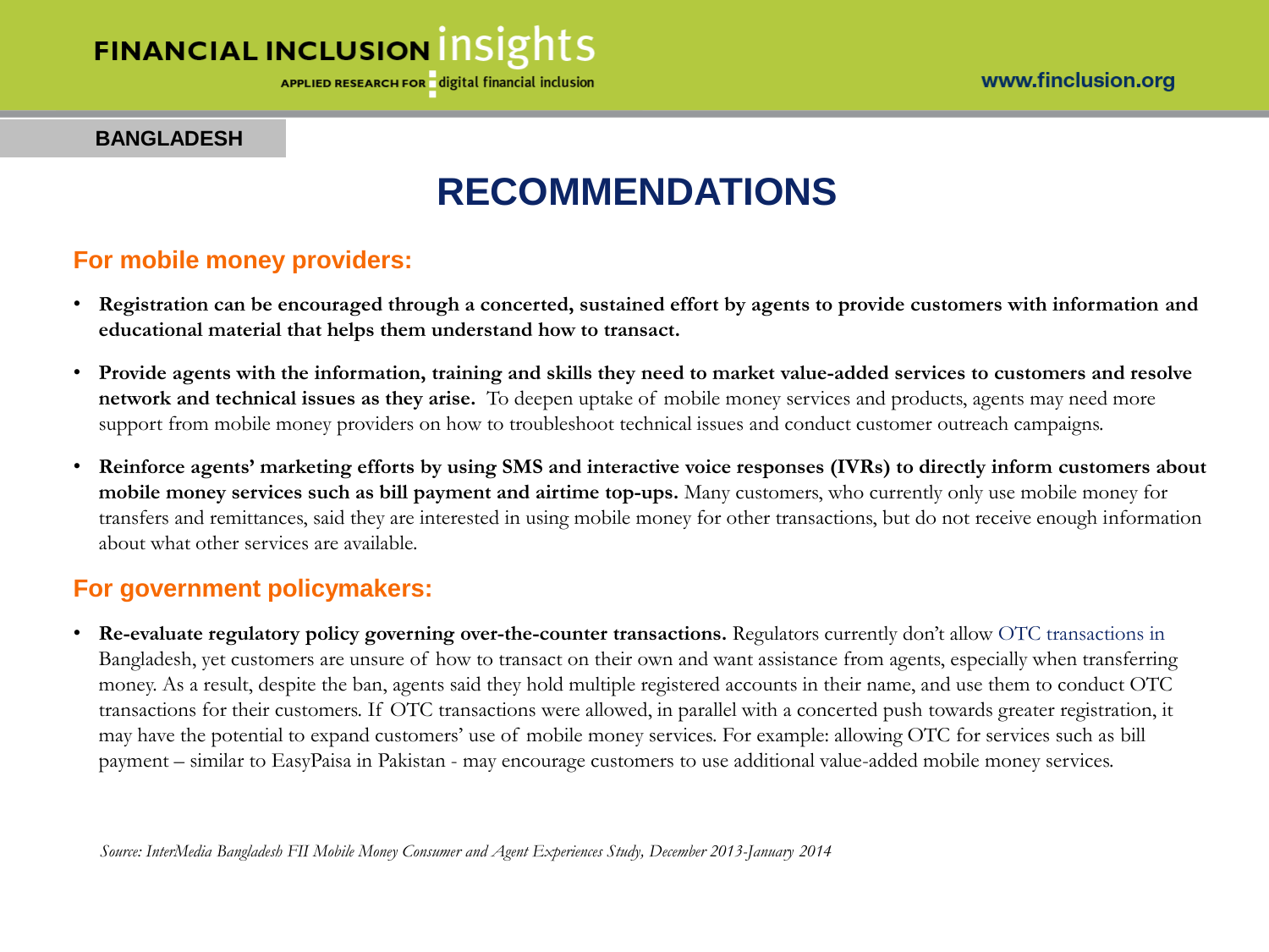BANGLADESH

# RECOMMENDATIONS

## For mobile money providers:

- **Registration can be encouraged through a concerted, sustained effort by agents to provide customers with information and educational material that helps them understand how to transact.**
- **Provide agents with the information, training and skills they need to market value-added services to customers and resolve network and technical issues as they arise.** To deepen uptake of mobile money services and products, agents may need more support from mobile money providers on how to troubleshoot technical issues and conduct customer outreach campaigns.
- **Reinforce agents' marketing efforts by using SMS and interactive voice responses (IVRs) to directly inform customers about mobile money services such as bill payment and airtime top-ups.** Many customers, who currently only use mobile money for transfers and remittances, said they are interested in using mobile money for other transactions, but do not receive enough information about what other services are available.

## For government policymakers:

- **Re-evaluate regulatory policy governing over-the-counter transactions.** Regulators currently don't allow OTC transactions in Bangladesh, yet customers are unsure of how to transact on their own and want assistance from agents, especially when transferring money. As a result, despite the ban, agents said they hold multiple registered accounts in their name, and use them to conduct OTC transactions for their customers. If OTC transactions were allowed, in parallel with a concerted push towards greater registration, it may have the potential to expand customers' use of mobile money services. For example: allowing OTC for services such as bill payment – similar to EasyPaisa in Pakistan - may encourage customers to use additional value-added mobile money services.

*Source: InterMedia Bangladesh FII Mobile Money Consumer and Agent Experiences Study, December 2013-January 2014*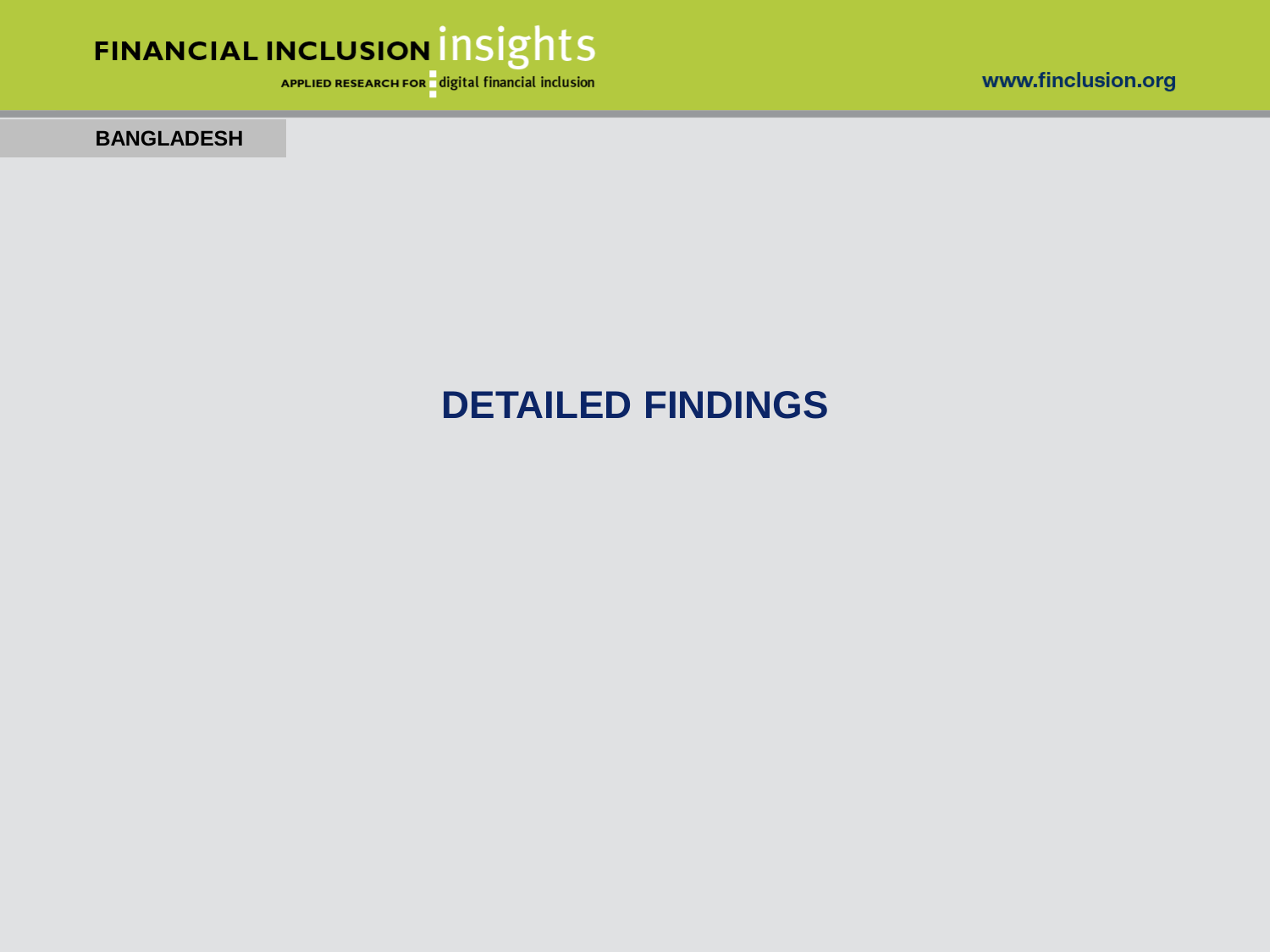# DETAILED FINDINGS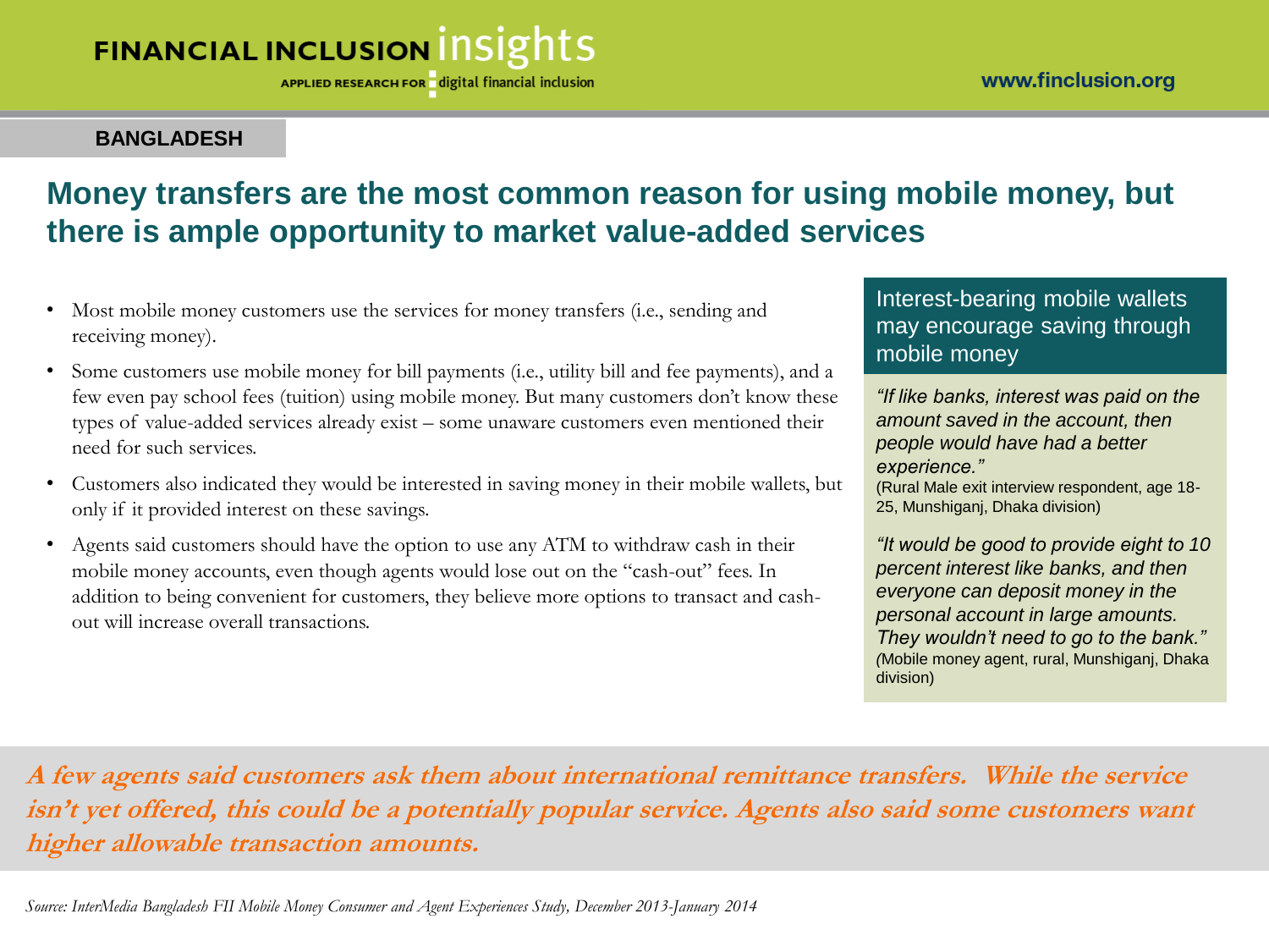**BANGLADESH**

# Money transfers are the most common reason for using mobile money, but there is ample opportunity to market value-added services

- Most mobile money customers use the services for money transfers (i.e., sending and receiving money).
- Some customers use mobile money for bill payments (i.e., utility bill and fee payments), and a few even pay school fees (tuition) using mobile money. But many customers don't know these types of value-added services already exist – some unaware customers even mentioned their need for such services.
- Customers also indicated they would be interested in saving money in their mobile wallets, but only if it provided interest on these savings.
- Agents said customers should have the option to use any ATM to withdraw cash in their mobile money accounts, even though agents would lose out on the "cash-out" fees. In addition to being convenient for customers, they believe more options to transact and cash-out will increase overall transactions.

### Interest-bearing mobile wallets may encourage saving through mobile money

*"If like banks, interest was paid on the amount saved in the account, then people would have had a better experience."*
(Rural Male exit interview respondent, age 18-25, Munshiganj, Dhaka division)

*"It would be good to provide eight to 10 percent interest like banks, and then everyone can deposit money in the personal account in large amounts. They wouldn't need to go to the bank."*
(Mobile money agent, rural, Munshiganj, Dhaka division)

***A few agents said customers ask them about international remittance transfers. While the service isn't yet offered, this could be a potentially popular service. Agents also said some customers want higher allowable transaction amounts.***

*Source: InterMedia Bangladesh FII Mobile Money Consumer and Agent Experiences Study, December 2013-January 2014*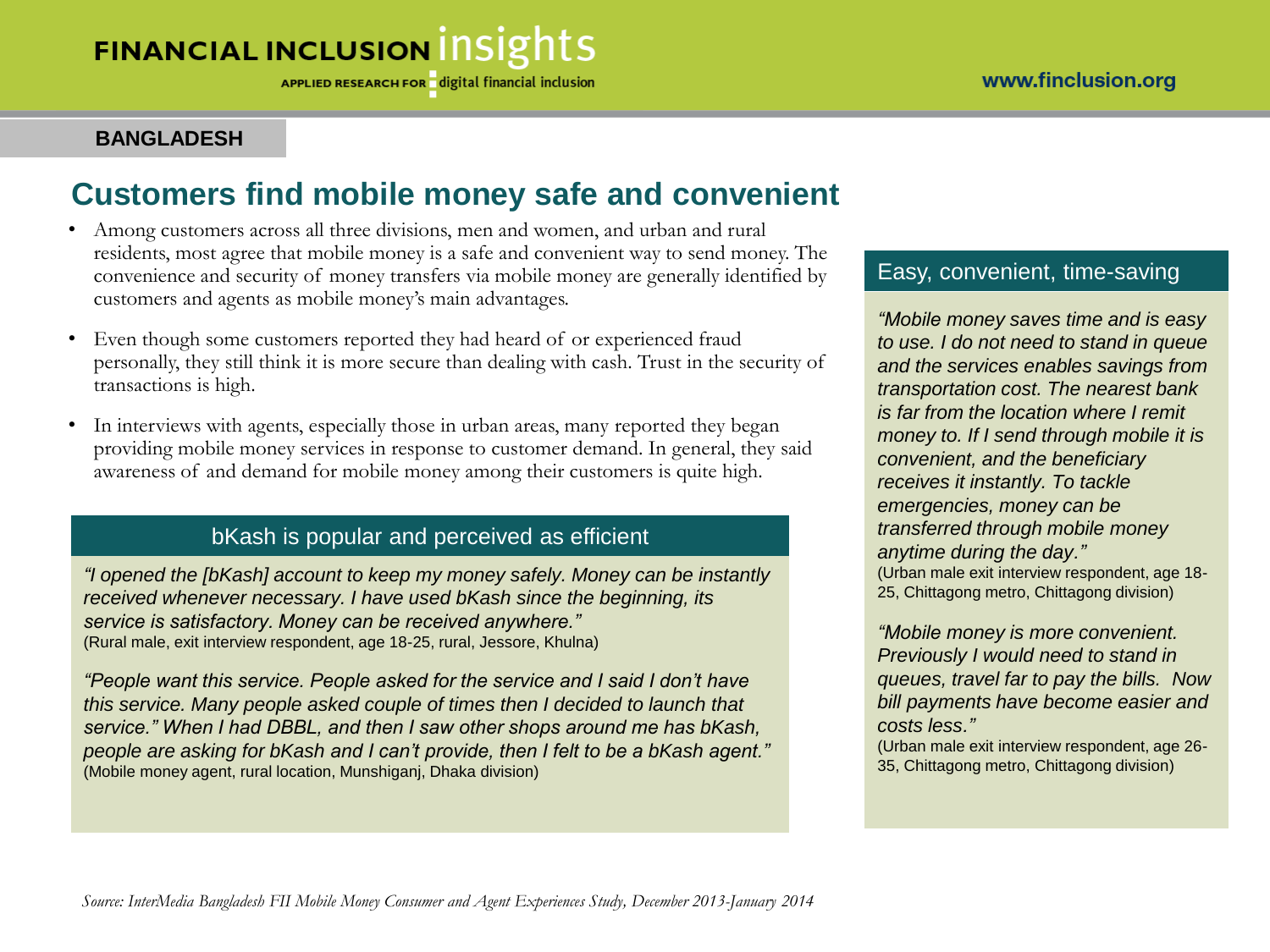**BANGLADESH**

# Customers find mobile money safe and convenient

- Among customers across all three divisions, men and women, and urban and rural residents, most agree that mobile money is a safe and convenient way to send money. The convenience and security of money transfers via mobile money are generally identified by customers and agents as mobile money's main advantages.
- Even though some customers reported they had heard of or experienced fraud personally, they still think it is more secure than dealing with cash. Trust in the security of transactions is high.
- In interviews with agents, especially those in urban areas, many reported they began providing mobile money services in response to customer demand. In general, they said awareness of and demand for mobile money among their customers is quite high.

## bKash is popular and perceived as efficient

*"I opened the [bKash] account to keep my money safely. Money can be instantly received whenever necessary. I have used bKash since the beginning, its service is satisfactory. Money can be received anywhere."*
(Rural male, exit interview respondent, age 18-25, rural, Jessore, Khulna)

*"People want this service. People asked for the service and I said I don't have this service. Many people asked couple of times then I decided to launch that service." When I had DBBL, and then I saw other shops around me has bKash, people are asking for bKash and I can't provide, then I felt to be a bKash agent."*
(Mobile money agent, rural location, Munshiganj, Dhaka division)

## Easy, convenient, time-saving

*"Mobile money saves time and is easy to use. I do not need to stand in queue and the services enables savings from transportation cost. The nearest bank is far from the location where I remit money to. If I send through mobile it is convenient, and the beneficiary receives it instantly. To tackle emergencies, money can be transferred through mobile money anytime during the day."*
(Urban male exit interview respondent, age 18-25, Chittagong metro, Chittagong division)

*"Mobile money is more convenient. Previously I would need to stand in queues, travel far to pay the bills. Now bill payments have become easier and costs less."*
(Urban male exit interview respondent, age 26-35, Chittagong metro, Chittagong division)

*Source: InterMedia Bangladesh FII Mobile Money Consumer and Agent Experiences Study, December 2013-January 2014*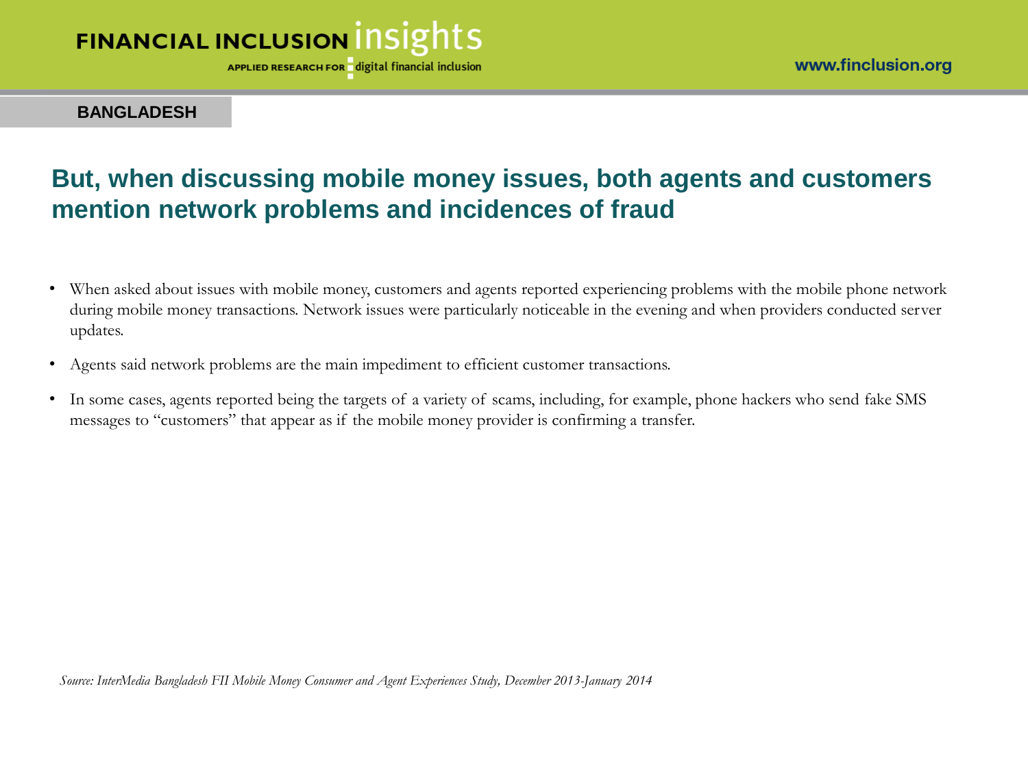BANGLADESH

## But, when discussing mobile money issues, both agents and customers mention network problems and incidences of fraud

- When asked about issues with mobile money, customers and agents reported experiencing problems with the mobile phone network during mobile money transactions. Network issues were particularly noticeable in the evening and when providers conducted server updates.
- Agents said network problems are the main impediment to efficient customer transactions.
- In some cases, agents reported being the targets of a variety of scams, including, for example, phone hackers who send fake SMS messages to "customers" that appear as if the mobile money provider is confirming a transfer.

*Source: InterMedia Bangladesh FII Mobile Money Consumer and Agent Experiences Study, December 2013-January 2014*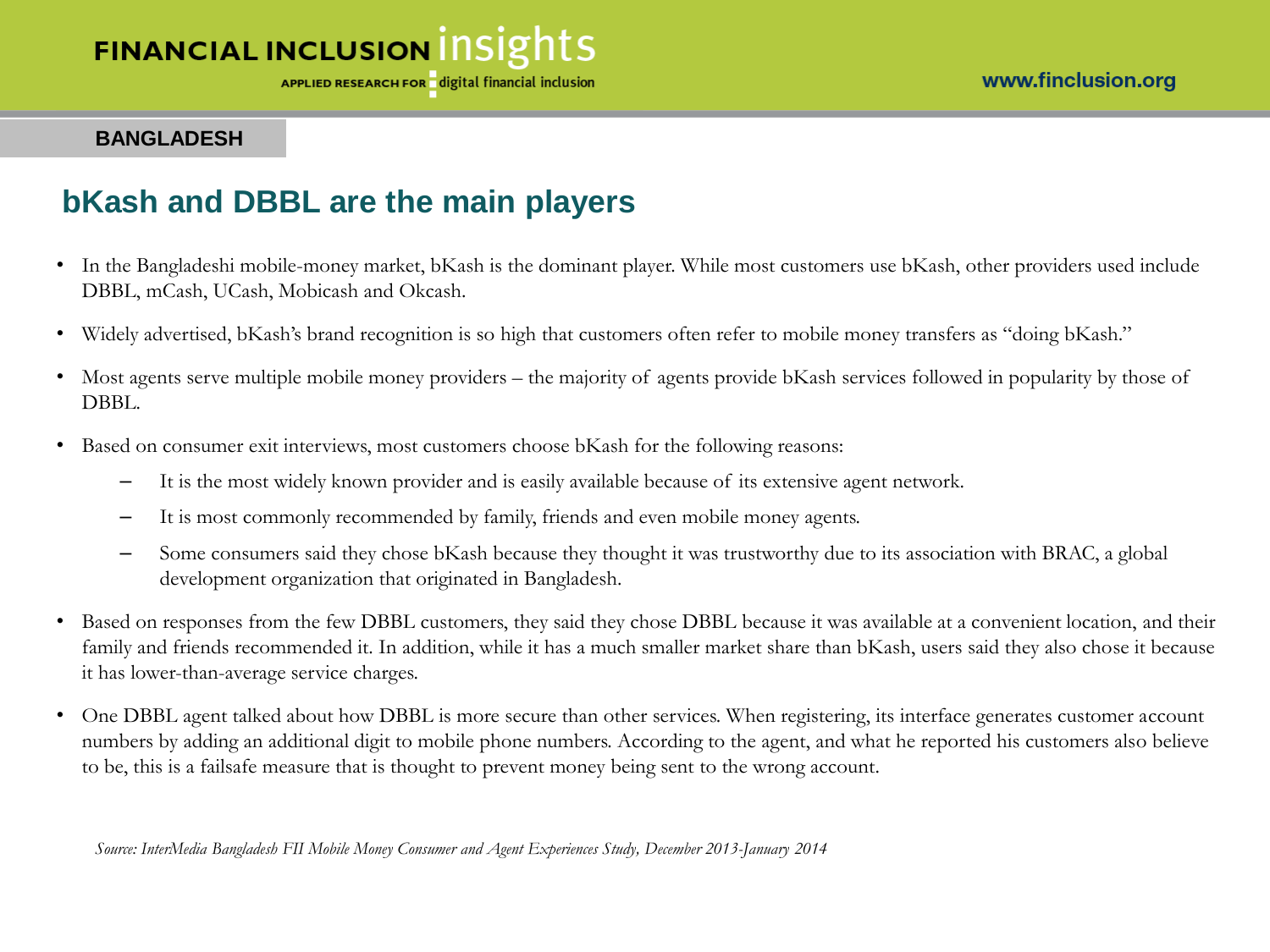BANGLADESH

## bKash and DBBL are the main players

- In the Bangladeshi mobile-money market, bKash is the dominant player. While most customers use bKash, other providers used include DBBL, mCash, UCash, Mobicash and Okcash.
- Widely advertised, bKash's brand recognition is so high that customers often refer to mobile money transfers as "doing bKash."
- Most agents serve multiple mobile money providers – the majority of agents provide bKash services followed in popularity by those of DBBL.
- Based on consumer exit interviews, most customers choose bKash for the following reasons:
  - It is the most widely known provider and is easily available because of its extensive agent network.
  - It is most commonly recommended by family, friends and even mobile money agents.
  - Some consumers said they chose bKash because they thought it was trustworthy due to its association with BRAC, a global development organization that originated in Bangladesh.
- Based on responses from the few DBBL customers, they said they chose DBBL because it was available at a convenient location, and their family and friends recommended it. In addition, while it has a much smaller market share than bKash, users said they also chose it because it has lower-than-average service charges.
- One DBBL agent talked about how DBBL is more secure than other services. When registering, its interface generates customer account numbers by adding an additional digit to mobile phone numbers. According to the agent, and what he reported his customers also believe to be, this is a failsafe measure that is thought to prevent money being sent to the wrong account.

*Source: InterMedia Bangladesh FII Mobile Money Consumer and Agent Experiences Study, December 2013-January 2014*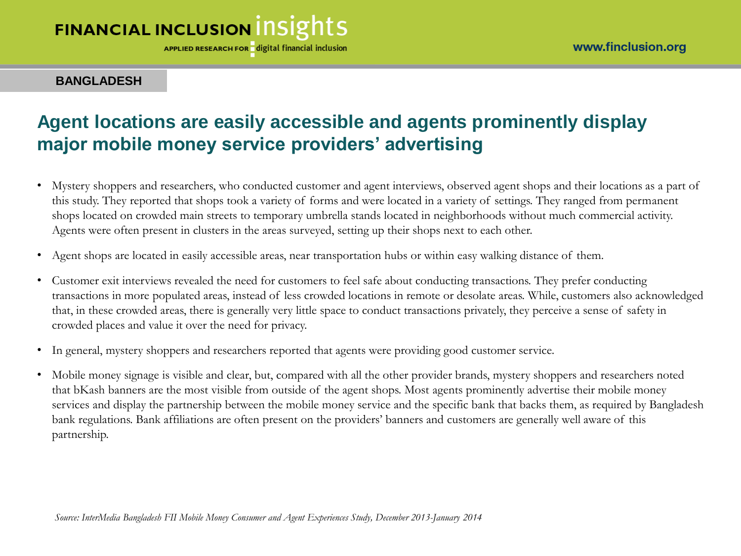BANGLADESH

## Agent locations are easily accessible and agents prominently display major mobile money service providers' advertising

- Mystery shoppers and researchers, who conducted customer and agent interviews, observed agent shops and their locations as a part of this study. They reported that shops took a variety of forms and were located in a variety of settings. They ranged from permanent shops located on crowded main streets to temporary umbrella stands located in neighborhoods without much commercial activity. Agents were often present in clusters in the areas surveyed, setting up their shops next to each other.
- Agent shops are located in easily accessible areas, near transportation hubs or within easy walking distance of them.
- Customer exit interviews revealed the need for customers to feel safe about conducting transactions. They prefer conducting transactions in more populated areas, instead of less crowded locations in remote or desolate areas. While, customers also acknowledged that, in these crowded areas, there is generally very little space to conduct transactions privately, they perceive a sense of safety in crowded places and value it over the need for privacy.
- In general, mystery shoppers and researchers reported that agents were providing good customer service.
- Mobile money signage is visible and clear, but, compared with all the other provider brands, mystery shoppers and researchers noted that bKash banners are the most visible from outside of the agent shops. Most agents prominently advertise their mobile money services and display the partnership between the mobile money service and the specific bank that backs them, as required by Bangladesh bank regulations. Bank affiliations are often present on the providers' banners and customers are generally well aware of this partnership.

*Source: InterMedia Bangladesh FII Mobile Money Consumer and Agent Experiences Study, December 2013-January 2014*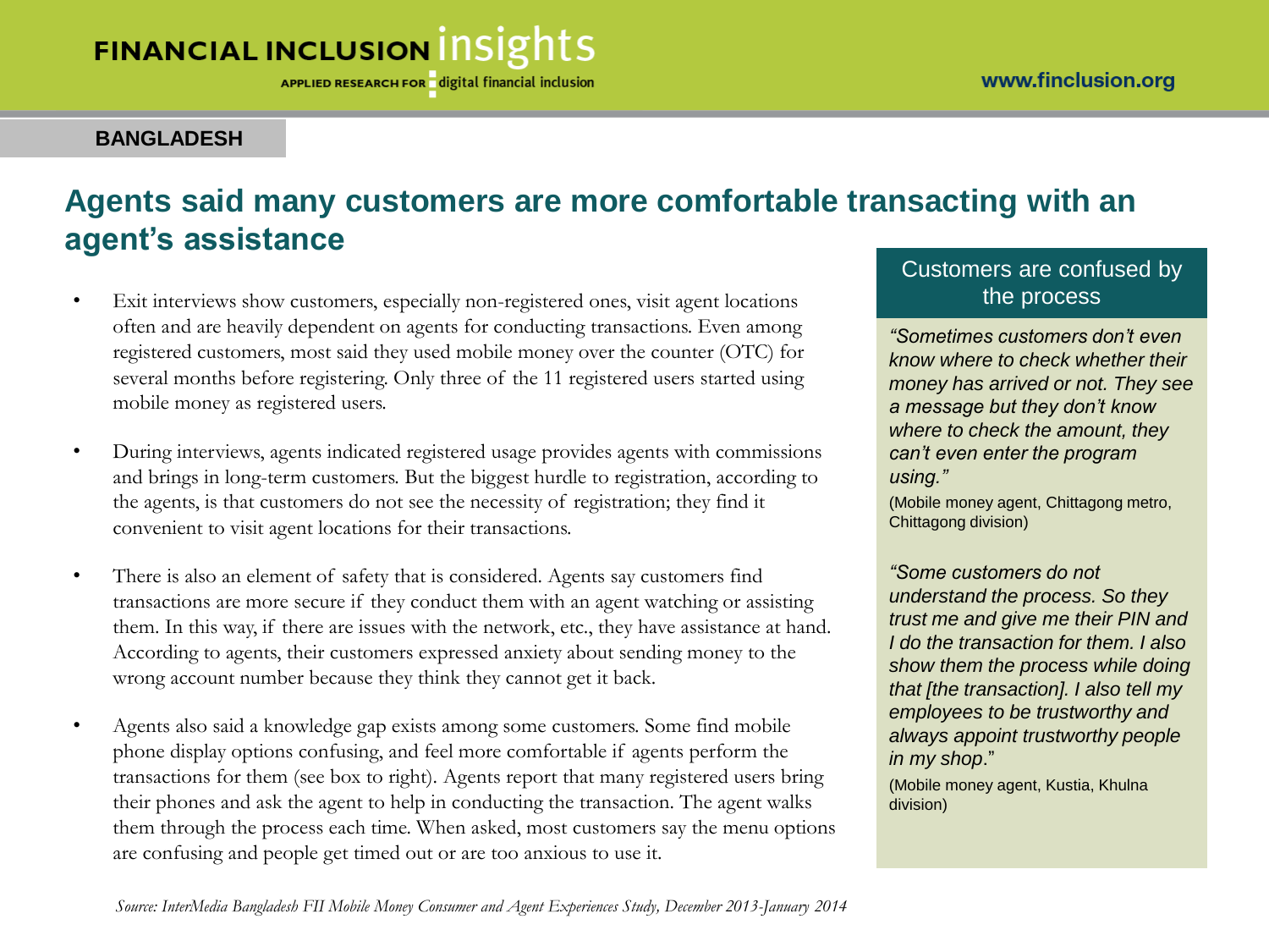BANGLADESH

## Agents said many customers are more comfortable transacting with an agent's assistance

- Exit interviews show customers, especially non-registered ones, visit agent locations often and are heavily dependent on agents for conducting transactions. Even among registered customers, most said they used mobile money over the counter (OTC) for several months before registering. Only three of the 11 registered users started using mobile money as registered users.

- During interviews, agents indicated registered usage provides agents with commissions and brings in long-term customers. But the biggest hurdle to registration, according to the agents, is that customers do not see the necessity of registration; they find it convenient to visit agent locations for their transactions.

- There is also an element of safety that is considered. Agents say customers find transactions are more secure if they conduct them with an agent watching or assisting them. In this way, if there are issues with the network, etc., they have assistance at hand. According to agents, their customers expressed anxiety about sending money to the wrong account number because they think they cannot get it back.

- Agents also said a knowledge gap exists among some customers. Some find mobile phone display options confusing, and feel more comfortable if agents perform the transactions for them (see box to right). Agents report that many registered users bring their phones and ask the agent to help in conducting the transaction. The agent walks them through the process each time. When asked, most customers say the menu options are confusing and people get timed out or are too anxious to use it.

### Customers are confused by the process

*"Sometimes customers don't even know where to check whether their money has arrived or not. They see a message but they don't know where to check the amount, they can't even enter the program using."*

(Mobile money agent, Chittagong metro, Chittagong division)

*"Some customers do not understand the process. So they trust me and give me their PIN and I do the transaction for them. I also show them the process while doing that [the transaction]. I also tell my employees to be trustworthy and always appoint trustworthy people in my shop."*

(Mobile money agent, Kustia, Khulna division)

*Source: InterMedia Bangladesh FII Mobile Money Consumer and Agent Experiences Study, December 2013-January 2014*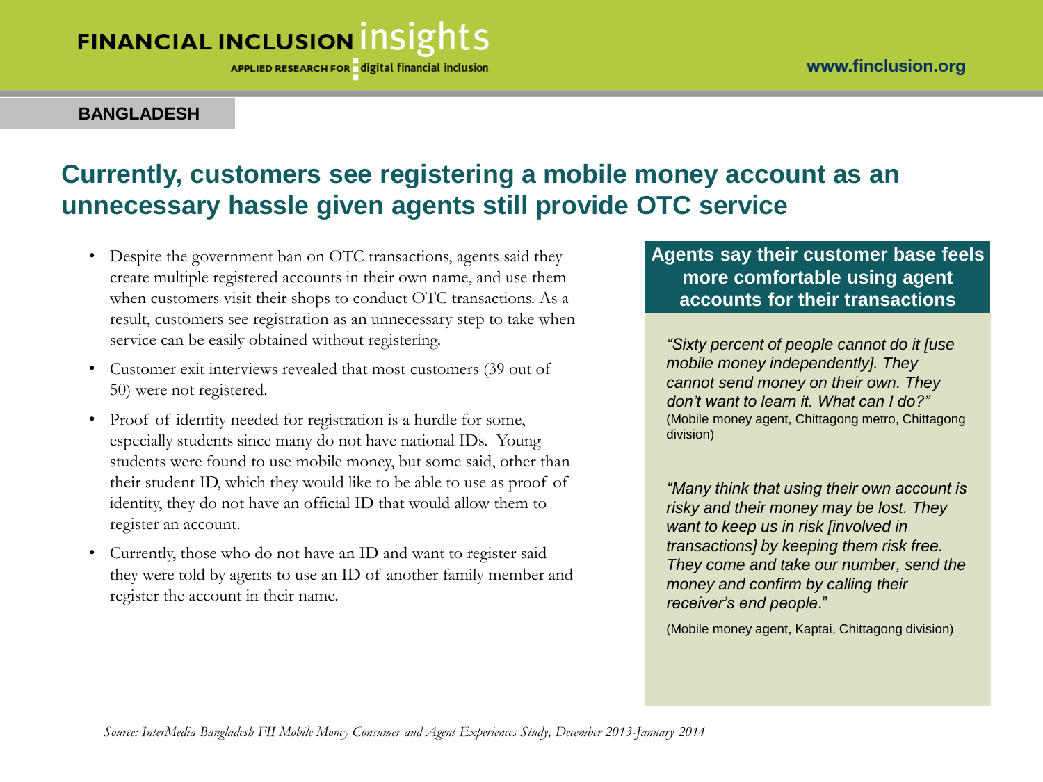BANGLADESH

# Currently, customers see registering a mobile money account as an unnecessary hassle given agents still provide OTC service

- Despite the government ban on OTC transactions, agents said they create multiple registered accounts in their own name, and use them when customers visit their shops to conduct OTC transactions. As a result, customers see registration as an unnecessary step to take when service can be easily obtained without registering.
- Customer exit interviews revealed that most customers (39 out of 50) were not registered.
- Proof of identity needed for registration is a hurdle for some, especially students since many do not have national IDs. Young students were found to use mobile money, but some said, other than their student ID, which they would like to be able to use as proof of identity, they do not have an official ID that would allow them to register an account.
- Currently, those who do not have an ID and want to register said they were told by agents to use an ID of another family member and register the account in their name.

## Agents say their customer base feels more comfortable using agent accounts for their transactions

*"Sixty percent of people cannot do it [use mobile money independently]. They cannot send money on their own. They don't want to learn it. What can I do?"*
(Mobile money agent, Chittagong metro, Chittagong division)

*"Many think that using their own account is risky and their money may be lost. They want to keep us in risk [involved in transactions] by keeping them risk free. They come and take our number, send the money and confirm by calling their receiver's end people*."

(Mobile money agent, Kaptai, Chittagong division)

*Source: InterMedia Bangladesh FII Mobile Money Consumer and Agent Experiences Study, December 2013-January 2014*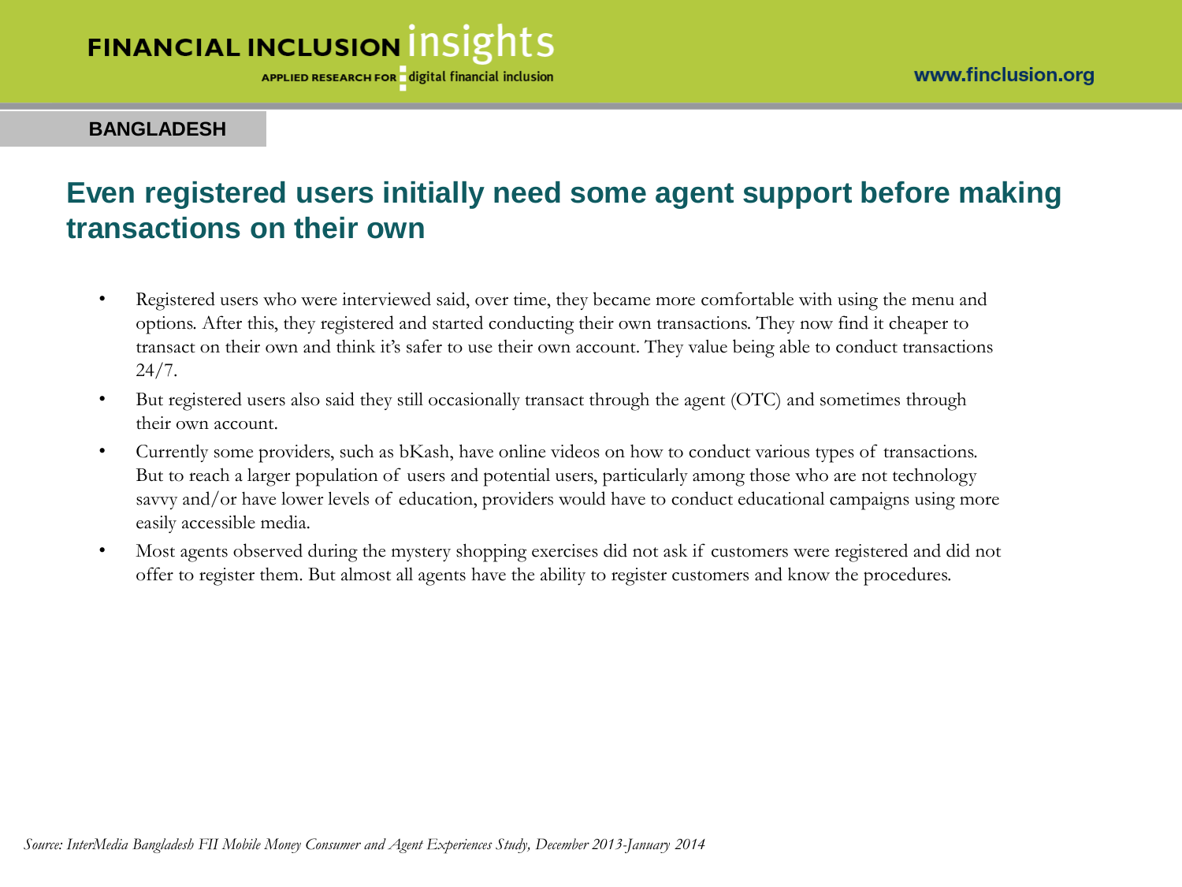BANGLADESH

# Even registered users initially need some agent support before making transactions on their own

- Registered users who were interviewed said, over time, they became more comfortable with using the menu and options. After this, they registered and started conducting their own transactions. They now find it cheaper to transact on their own and think it's safer to use their own account. They value being able to conduct transactions 24/7.
- But registered users also said they still occasionally transact through the agent (OTC) and sometimes through their own account.
- Currently some providers, such as bKash, have online videos on how to conduct various types of transactions. But to reach a larger population of users and potential users, particularly among those who are not technology savvy and/or have lower levels of education, providers would have to conduct educational campaigns using more easily accessible media.
- Most agents observed during the mystery shopping exercises did not ask if customers were registered and did not offer to register them. But almost all agents have the ability to register customers and know the procedures.

*Source: InterMedia Bangladesh FII Mobile Money Consumer and Agent Experiences Study, December 2013-January 2014*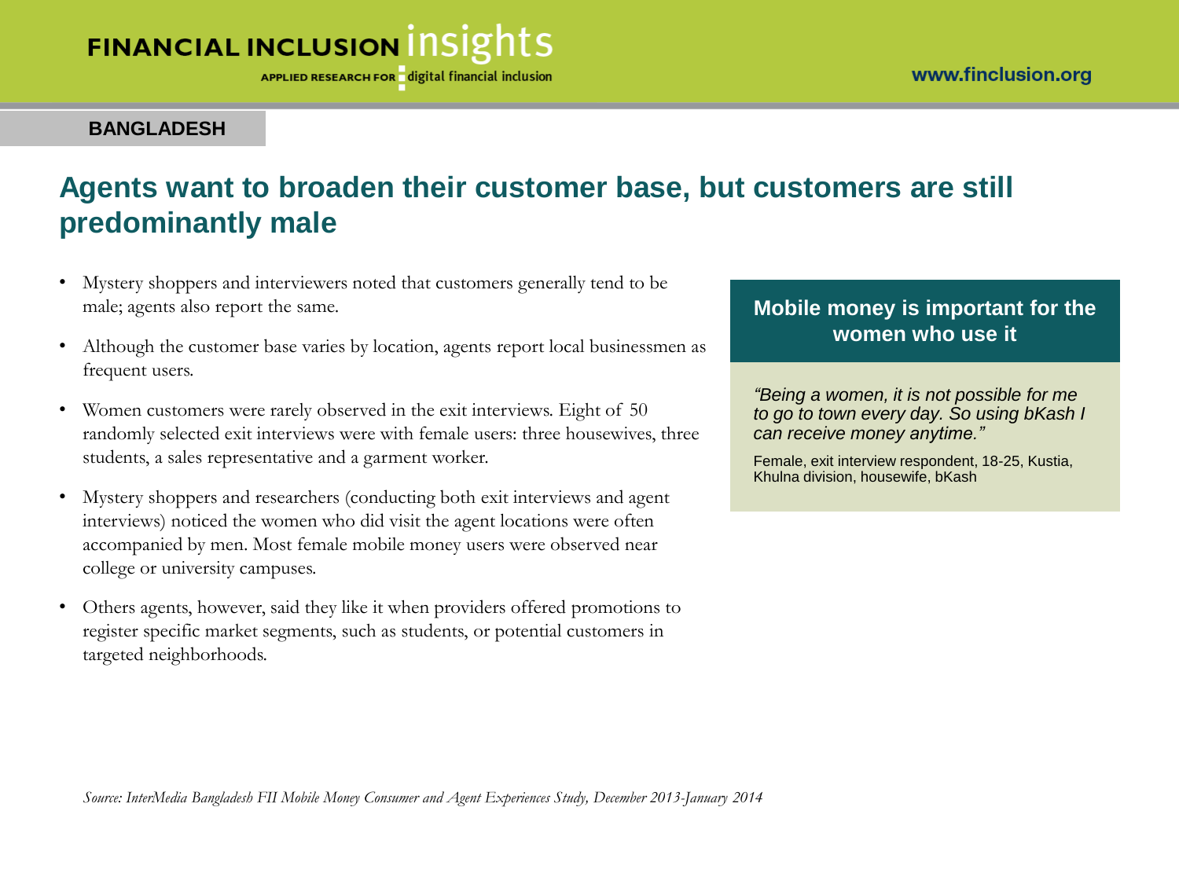**BANGLADESH**

# Agents want to broaden their customer base, but customers are still predominantly male

- Mystery shoppers and interviewers noted that customers generally tend to be male; agents also report the same.
- Although the customer base varies by location, agents report local businessmen as frequent users.
- Women customers were rarely observed in the exit interviews. Eight of 50 randomly selected exit interviews were with female users: three housewives, three students, a sales representative and a garment worker.
- Mystery shoppers and researchers (conducting both exit interviews and agent interviews) noticed the women who did visit the agent locations were often accompanied by men. Most female mobile money users were observed near college or university campuses.
- Others agents, however, said they like it when providers offered promotions to register specific market segments, such as students, or potential customers in targeted neighborhoods.

**Mobile money is important for the women who use it**

*"Being a women, it is not possible for me to go to town every day. So using bKash I can receive money anytime."*

Female, exit interview respondent, 18-25, Kustia, Khulna division, housewife, bKash

*Source: InterMedia Bangladesh FII Mobile Money Consumer and Agent Experiences Study, December 2013-January 2014*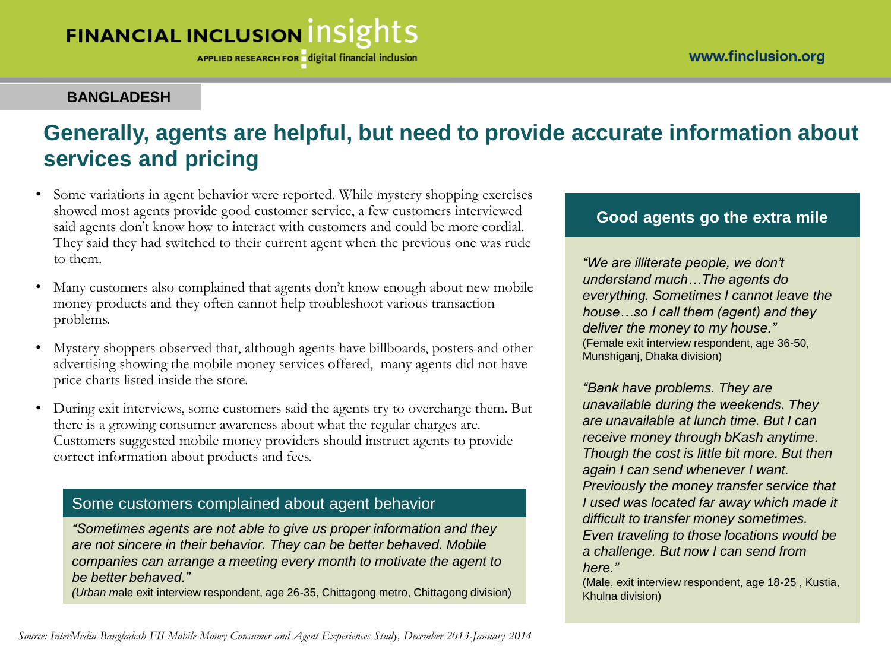BANGLADESH

# Generally, agents are helpful, but need to provide accurate information about services and pricing

- Some variations in agent behavior were reported. While mystery shopping exercises showed most agents provide good customer service, a few customers interviewed said agents don't know how to interact with customers and could be more cordial. They said they had switched to their current agent when the previous one was rude to them.
- Many customers also complained that agents don't know enough about new mobile money products and they often cannot help troubleshoot various transaction problems.
- Mystery shoppers observed that, although agents have billboards, posters and other advertising showing the mobile money services offered, many agents did not have price charts listed inside the store.
- During exit interviews, some customers said the agents try to overcharge them. But there is a growing consumer awareness about what the regular charges are. Customers suggested mobile money providers should instruct agents to provide correct information about products and fees.

### Some customers complained about agent behavior

*"Sometimes agents are not able to give us proper information and they are not sincere in their behavior. They can be better behaved. Mobile companies can arrange a meeting every month to motivate the agent to be better behaved."*
(*Urban* male exit interview respondent, age 26-35, Chittagong metro, Chittagong division)

### Good agents go the extra mile

*"We are illiterate people, we don't understand much…The agents do everything. Sometimes I cannot leave the house…so I call them (agent) and they deliver the money to my house."*
(Female exit interview respondent, age 36-50, Munshiganj, Dhaka division)

*"Bank have problems. They are unavailable during the weekends. They are unavailable at lunch time. But I can receive money through bKash anytime. Though the cost is little bit more. But then again I can send whenever I want. Previously the money transfer service that I used was located far away which made it difficult to transfer money sometimes. Even traveling to those locations would be a challenge. But now I can send from here."*
(Male, exit interview respondent, age 18-25 , Kustia, Khulna division)

*Source: InterMedia Bangladesh FII Mobile Money Consumer and Agent Experiences Study, December 2013-January 2014*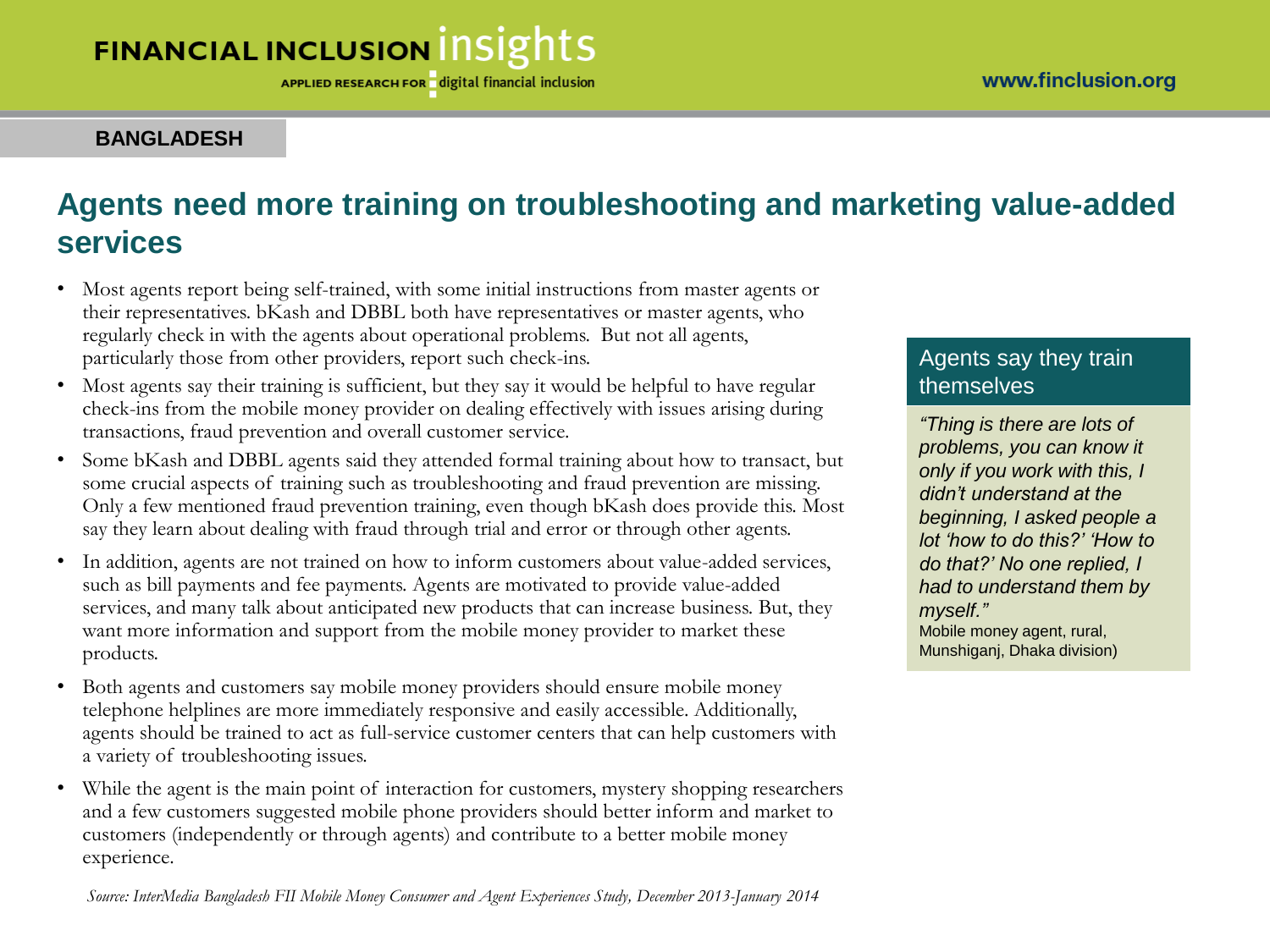**BANGLADESH**

# Agents need more training on troubleshooting and marketing value-added services

- Most agents report being self-trained, with some initial instructions from master agents or their representatives. bKash and DBBL both have representatives or master agents, who regularly check in with the agents about operational problems. But not all agents, particularly those from other providers, report such check-ins.
- Most agents say their training is sufficient, but they say it would be helpful to have regular check-ins from the mobile money provider on dealing effectively with issues arising during transactions, fraud prevention and overall customer service.
- Some bKash and DBBL agents said they attended formal training about how to transact, but some crucial aspects of training such as troubleshooting and fraud prevention are missing. Only a few mentioned fraud prevention training, even though bKash does provide this. Most say they learn about dealing with fraud through trial and error or through other agents.
- In addition, agents are not trained on how to inform customers about value-added services, such as bill payments and fee payments. Agents are motivated to provide value-added services, and many talk about anticipated new products that can increase business. But, they want more information and support from the mobile money provider to market these products.
- Both agents and customers say mobile money providers should ensure mobile money telephone helplines are more immediately responsive and easily accessible. Additionally, agents should be trained to act as full-service customer centers that can help customers with a variety of troubleshooting issues.
- While the agent is the main point of interaction for customers, mystery shopping researchers and a few customers suggested mobile phone providers should better inform and market to customers (independently or through agents) and contribute to a better mobile money experience.

### Agents say they train themselves

*"Thing is there are lots of problems, you can know it only if you work with this, I didn't understand at the beginning, I asked people a lot 'how to do this?' 'How to do that?' No one replied, I had to understand them by myself."*
Mobile money agent, rural, Munshiganj, Dhaka division)

*Source: InterMedia Bangladesh FII Mobile Money Consumer and Agent Experiences Study, December 2013-January 2014*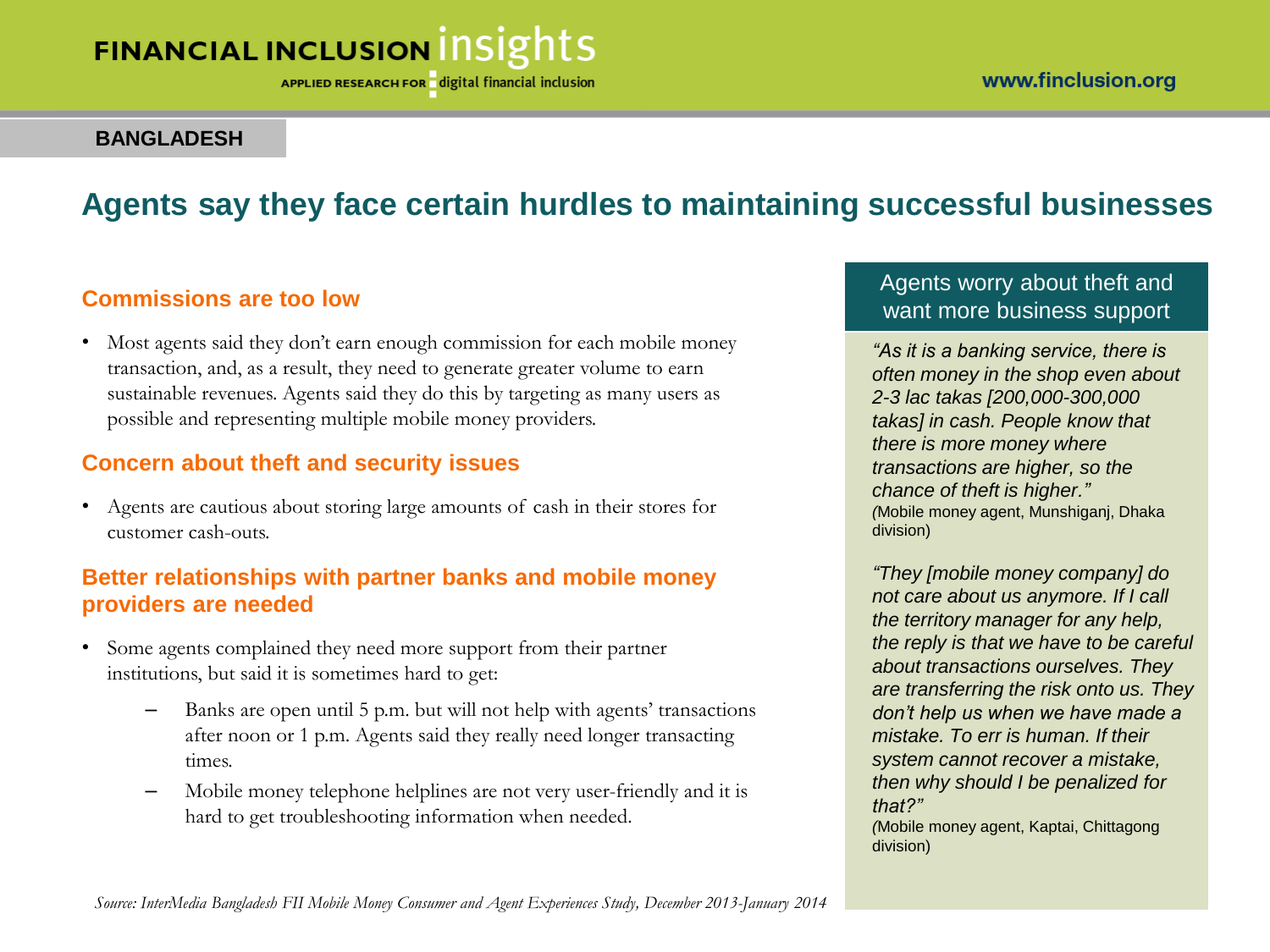**BANGLADESH**

# Agents say they face certain hurdles to maintaining successful businesses

### Commissions are too low

- Most agents said they don't earn enough commission for each mobile money transaction, and, as a result, they need to generate greater volume to earn sustainable revenues. Agents said they do this by targeting as many users as possible and representing multiple mobile money providers.

### Concern about theft and security issues

- Agents are cautious about storing large amounts of cash in their stores for customer cash-outs.

### Better relationships with partner banks and mobile money providers are needed

- Some agents complained they need more support from their partner institutions, but said it is sometimes hard to get:
  - Banks are open until 5 p.m. but will not help with agents' transactions after noon or 1 p.m. Agents said they really need longer transacting times.
  - Mobile money telephone helplines are not very user-friendly and it is hard to get troubleshooting information when needed.

### Agents worry about theft and want more business support

*"As it is a banking service, there is often money in the shop even about 2-3 lac takas [200,000-300,000 takas] in cash. People know that there is more money where transactions are higher, so the chance of theft is higher."*
(Mobile money agent, Munshiganj, Dhaka division)

*"They [mobile money company] do not care about us anymore. If I call the territory manager for any help, the reply is that we have to be careful about transactions ourselves. They are transferring the risk onto us. They don't help us when we have made a mistake. To err is human. If their system cannot recover a mistake, then why should I be penalized for that?"*
(Mobile money agent, Kaptai, Chittagong division)

*Source: InterMedia Bangladesh FII Mobile Money Consumer and Agent Experiences Study, December 2013-January 2014*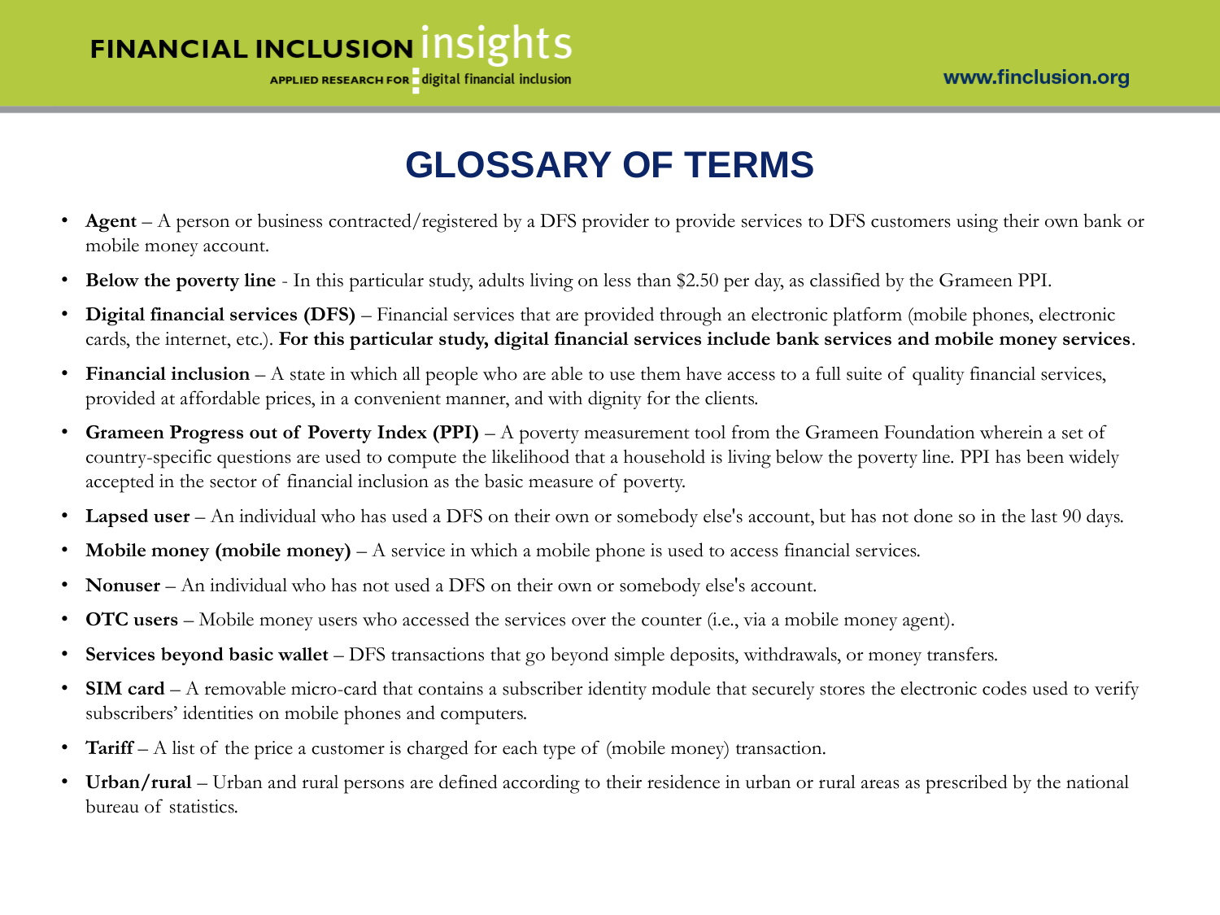# GLOSSARY OF TERMS

- **Agent** – A person or business contracted/registered by a DFS provider to provide services to DFS customers using their own bank or mobile money account.
- **Below the poverty line** - In this particular study, adults living on less than $2.50 per day, as classified by the Grameen PPI.
- **Digital financial services (DFS)** – Financial services that are provided through an electronic platform (mobile phones, electronic cards, the internet, etc.). **For this particular study, digital financial services include bank services and mobile money services**.
- **Financial inclusion** – A state in which all people who are able to use them have access to a full suite of quality financial services, provided at affordable prices, in a convenient manner, and with dignity for the clients.
- **Grameen Progress out of Poverty Index (PPI)** – A poverty measurement tool from the Grameen Foundation wherein a set of country-specific questions are used to compute the likelihood that a household is living below the poverty line. PPI has been widely accepted in the sector of financial inclusion as the basic measure of poverty.
- **Lapsed user** – An individual who has used a DFS on their own or somebody else's account, but has not done so in the last 90 days.
- **Mobile money (mobile money)** – A service in which a mobile phone is used to access financial services.
- **Nonuser** – An individual who has not used a DFS on their own or somebody else's account.
- **OTC users** – Mobile money users who accessed the services over the counter (i.e., via a mobile money agent).
- **Services beyond basic wallet** – DFS transactions that go beyond simple deposits, withdrawals, or money transfers.
- **SIM card** – A removable micro-card that contains a subscriber identity module that securely stores the electronic codes used to verify subscribers' identities on mobile phones and computers.
- **Tariff** – A list of the price a customer is charged for each type of (mobile money) transaction.
- **Urban/rural** – Urban and rural persons are defined according to their residence in urban or rural areas as prescribed by the national bureau of statistics.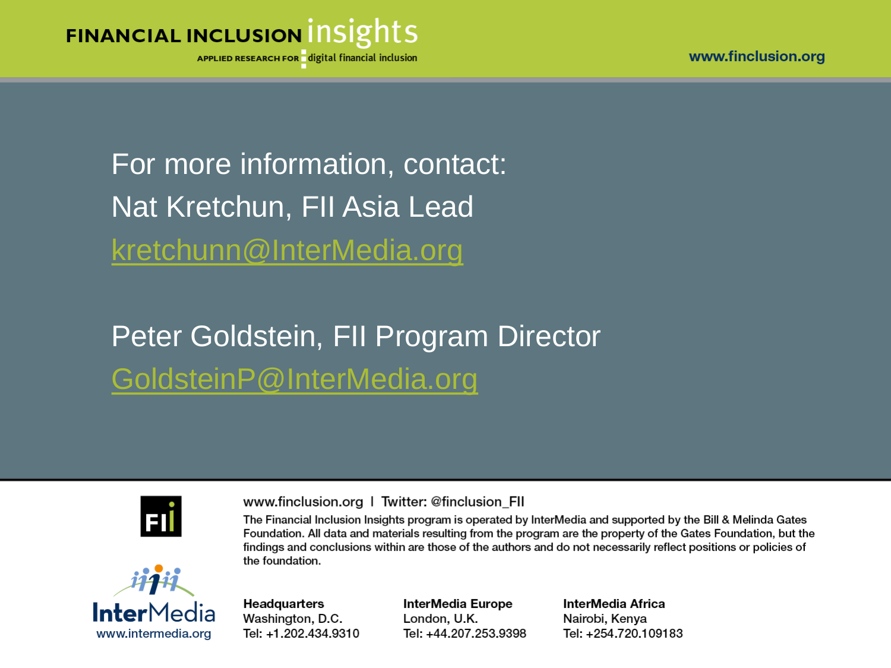FINANCIAL INCLUSION insights

APPLIED RESEARCH FOR digital financial inclusion

www.finclusion.org

For more information, contact:

Nat Kretchun, FII Asia Lead

kretchunn@InterMedia.org

Peter Goldstein, FII Program Director

GoldsteinP@InterMedia.org

FII

InterMedia

www.intermedia.org

www.finclusion.org | Twitter: @finclusion_FII

The Financial Inclusion Insights program is operated by InterMedia and supported by the Bill & Melinda Gates Foundation. All data and materials resulting from the program are the property of the Gates Foundation, but the findings and conclusions within are those of the authors and do not necessarily reflect positions or policies of the foundation.

**Headquarters**
Washington, D.C.
Tel: +1.202.434.9310

**InterMedia Europe**
London, U.K.
Tel: +44.207.253.9398

**InterMedia Africa**
Nairobi, Kenya
Tel: +254.720.109183